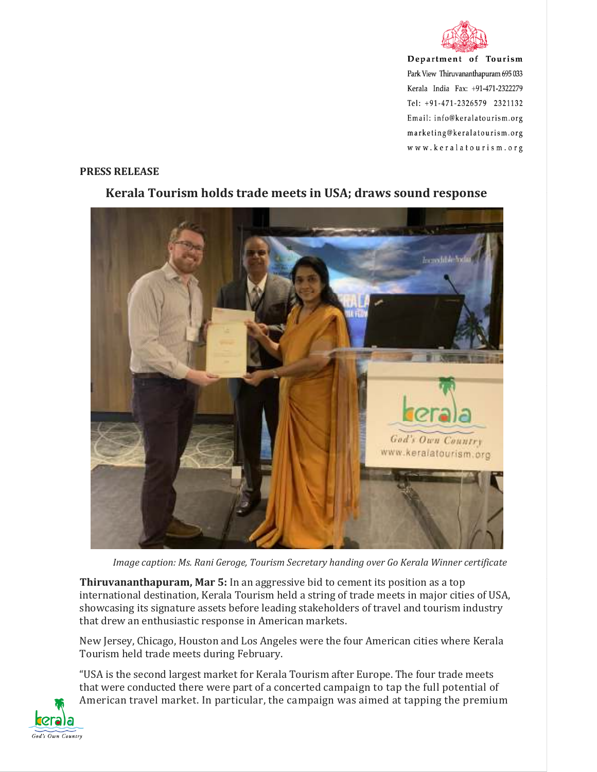Department of Tourism
Park View Thiruvananthapuram 695 033
Kerala India Fax: +91-471-2322279
Tel: +91-471-2326579 2321132
Email: info@keralatourism.org
marketing@keralatourism.org
www.keralatourism.org

**PRESS RELEASE**

## Kerala Tourism holds trade meets in USA; draws sound response

*Image caption: Ms. Rani Geroge, Tourism Secretary handing over Go Kerala Winner certificate*

**Thiruvananthapuram, Mar 5:** In an aggressive bid to cement its position as a top international destination, Kerala Tourism held a string of trade meets in major cities of USA, showcasing its signature assets before leading stakeholders of travel and tourism industry that drew an enthusiastic response in American markets.

New Jersey, Chicago, Houston and Los Angeles were the four American cities where Kerala Tourism held trade meets during February.

"USA is the second largest market for Kerala Tourism after Europe. The four trade meets that were conducted there were part of a concerted campaign to tap the full potential of American travel market. In particular, the campaign was aimed at tapping the premium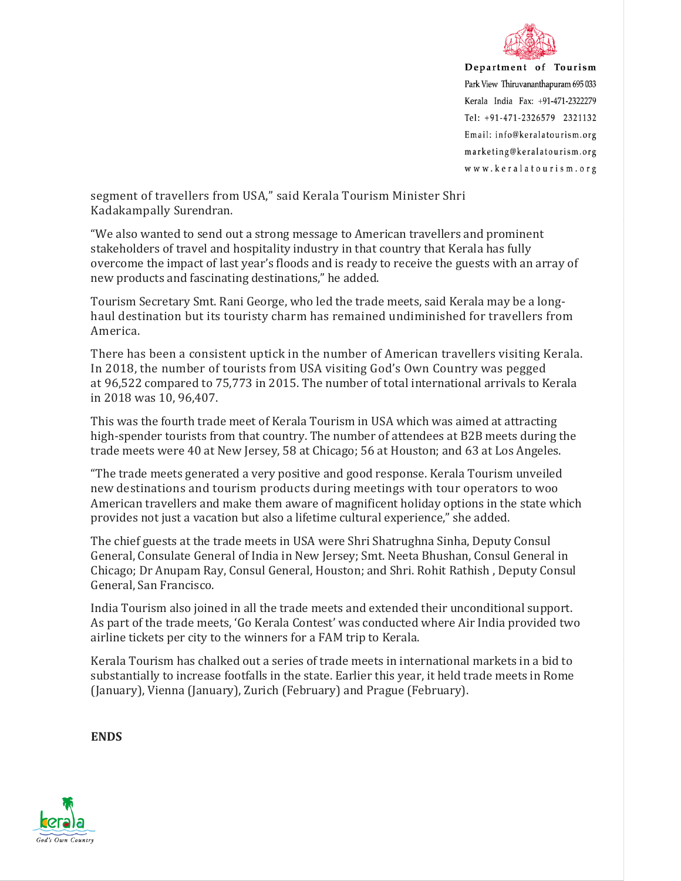segment of travellers from USA," said Kerala Tourism Minister Shri Kadakampally Surendran.

"We also wanted to send out a strong message to American travellers and prominent stakeholders of travel and hospitality industry in that country that Kerala has fully overcome the impact of last year's floods and is ready to receive the guests with an array of new products and fascinating destinations," he added.

Tourism Secretary Smt. Rani George, who led the trade meets, said Kerala may be a long-haul destination but its touristy charm has remained undiminished for travellers from America.

There has been a consistent uptick in the number of American travellers visiting Kerala. In 2018, the number of tourists from USA visiting God's Own Country was pegged at 96,522 compared to 75,773 in 2015. The number of total international arrivals to Kerala in 2018 was 10, 96,407.

This was the fourth trade meet of Kerala Tourism in USA which was aimed at attracting high-spender tourists from that country. The number of attendees at B2B meets during the trade meets were 40 at New Jersey, 58 at Chicago; 56 at Houston; and 63 at Los Angeles.

"The trade meets generated a very positive and good response. Kerala Tourism unveiled new destinations and tourism products during meetings with tour operators to woo American travellers and make them aware of magnificent holiday options in the state which provides not just a vacation but also a lifetime cultural experience," she added.

The chief guests at the trade meets in USA were Shri Shatrughna Sinha, Deputy Consul General, Consulate General of India in New Jersey; Smt. Neeta Bhushan, Consul General in Chicago; Dr Anupam Ray, Consul General, Houston; and Shri. Rohit Rathish , Deputy Consul General, San Francisco.

India Tourism also joined in all the trade meets and extended their unconditional support. As part of the trade meets, 'Go Kerala Contest' was conducted where Air India provided two airline tickets per city to the winners for a FAM trip to Kerala.

Kerala Tourism has chalked out a series of trade meets in international markets in a bid to substantially to increase footfalls in the state. Earlier this year, it held trade meets in Rome (January), Vienna (January), Zurich (February) and Prague (February).

**ENDS**